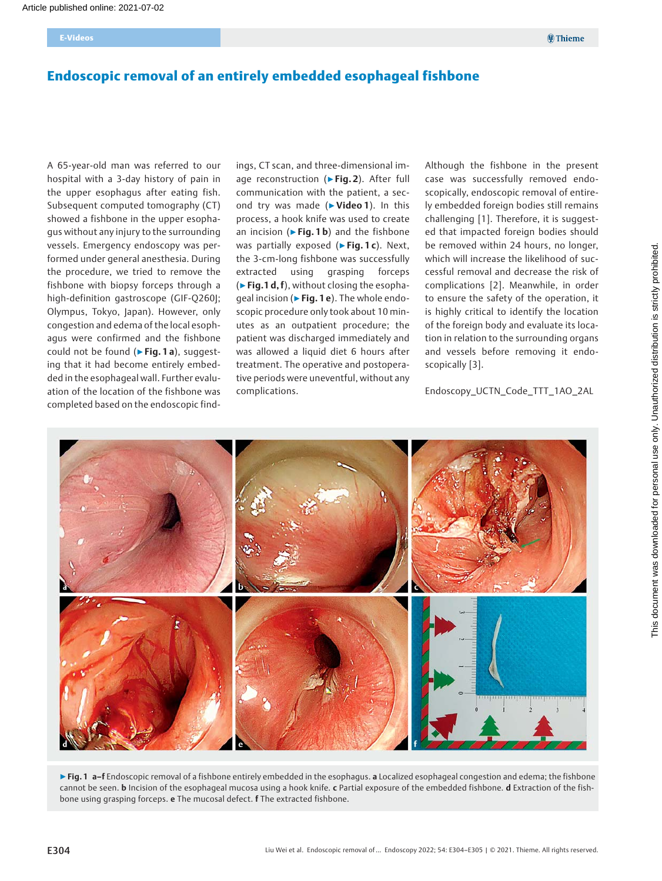# Endoscopic removal of an entirely embedded esophageal fishbone

A 65-year-old man was referred to our hospital with a 3-day history of pain in the upper esophagus after eating fish. Subsequent computed tomography (CT) showed a fishbone in the upper esophagus without any injury to the surrounding vessels. Emergency endoscopy was performed under general anesthesia. During the procedure, we tried to remove the fishbone with biopsy forceps through a high-definition gastroscope (GIF-Q260J; Olympus, Tokyo, Japan). However, only congestion and edema of the local esophagus were confirmed and the fishbone could not be found (▶ **Fig. 1 a**), suggesting that it had become entirely embedded in the esophageal wall. Further evaluation of the location of the fishbone was completed based on the endoscopic findings, CT scan, and three-dimensional image reconstruction (▶ **Fig. 2**). After full communication with the patient, a second try was made (▶ **Video 1**). In this process, a hook knife was used to create an incision (▶ **Fig. 1 b**) and the fishbone was partially exposed (▶ **Fig. 1 c**). Next, the 3-cm-long fishbone was successfully extracted using grasping forceps (▶ **Fig. 1 d, f**), without closing the esophageal incision (▶ **Fig. 1 e**). The whole endoscopic procedure only took about 10 minutes as an outpatient procedure; the patient was discharged immediately and was allowed a liquid diet 6 hours after treatment. The operative and postoperative periods were uneventful, without any complications.

Although the fishbone in the present case was successfully removed endoscopically, endoscopic removal of entirely embedded foreign bodies still remains challenging [1]. Therefore, it is suggested that impacted foreign bodies should be removed within 24 hours, no longer, which will increase the likelihood of successful removal and decrease the risk of complications [2]. Meanwhile, in order to ensure the safety of the operation, it is highly critical to identify the location of the foreign body and evaluate its location in relation to the surrounding organs and vessels before removing it endoscopically [3].

Endoscopy_UCTN_Code_TTT_1AO_2AL

▶ **Fig. 1 a–f** Endoscopic removal of a fishbone entirely embedded in the esophagus. **a** Localized esophageal congestion and edema; the fishbone cannot be seen. **b** Incision of the esophageal mucosa using a hook knife. **c** Partial exposure of the embedded fishbone. **d** Extraction of the fishbone using grasping forceps. **e** The mucosal defect. **f** The extracted fishbone.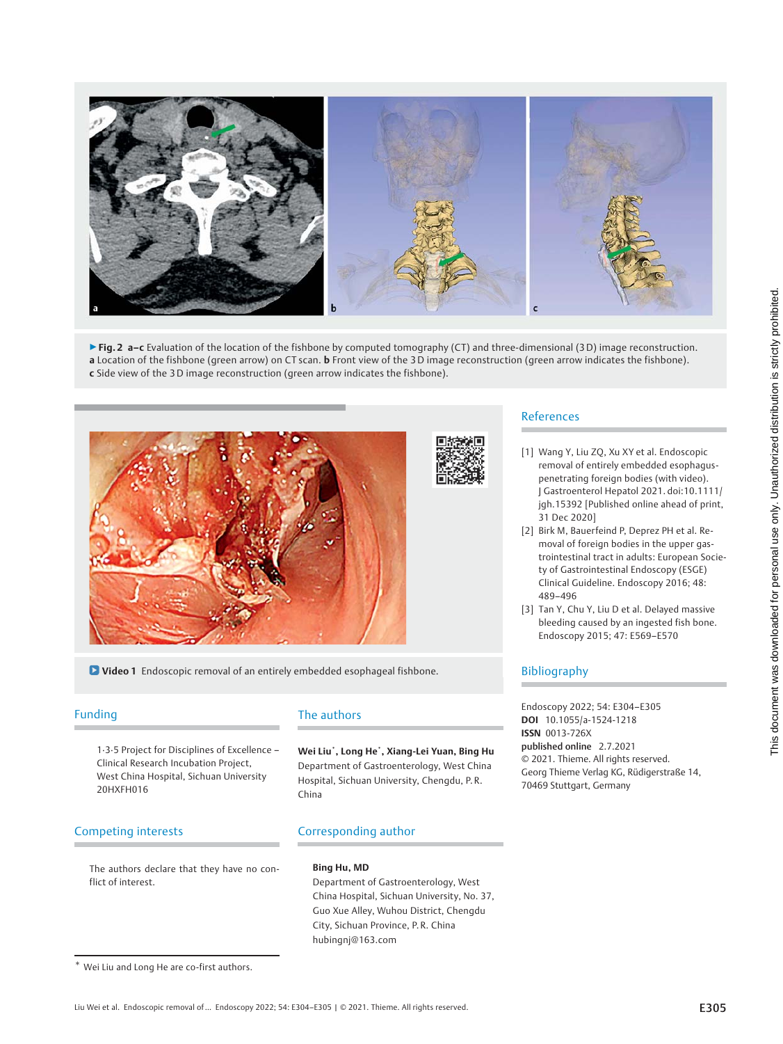**Fig. 2 a–c** Evaluation of the location of the fishbone by computed tomography (CT) and three-dimensional (3 D) image reconstruction. **a** Location of the fishbone (green arrow) on CT scan. **b** Front view of the 3 D image reconstruction (green arrow indicates the fishbone). **c** Side view of the 3 D image reconstruction (green arrow indicates the fishbone).

**Video 1** Endoscopic removal of an entirely embedded esophageal fishbone.

## Funding

1·3·5 Project for Disciplines of Excellence – Clinical Research Incubation Project, West China Hospital, Sichuan University 20HXFH016

## Competing interests

The authors declare that they have no conflict of interest.

## The authors

**Wei Liu[*], Long He[*], Xiang-Lei Yuan, Bing Hu**
Department of Gastroenterology, West China Hospital, Sichuan University, Chengdu, P. R. China

## Corresponding author

**Bing Hu, MD**
Department of Gastroenterology, West China Hospital, Sichuan University, No. 37, Guo Xue Alley, Wuhou District, Chengdu City, Sichuan Province, P. R. China
hubingnj@163.com

[*] Wei Liu and Long He are co-first authors.

## References

[1] Wang Y, Liu ZQ, Xu XY et al. Endoscopic removal of entirely embedded esophagus-penetrating foreign bodies (with video). J Gastroenterol Hepatol 2021. doi:10.1111/jgh.15392 [Published online ahead of print, 31 Dec 2020]

[2] Birk M, Bauerfeind P, Deprez PH et al. Removal of foreign bodies in the upper gastrointestinal tract in adults: European Society of Gastrointestinal Endoscopy (ESGE) Clinical Guideline. Endoscopy 2016; 48: 489–496

[3] Tan Y, Chu Y, Liu D et al. Delayed massive bleeding caused by an ingested fish bone. Endoscopy 2015; 47: E569–E570

## Bibliography

Endoscopy 2022; 54: E304–E305
**DOI** 10.1055/a-1524-1218
**ISSN** 0013-726X
**published online** 2.7.2021
© 2021. Thieme. All rights reserved.
Georg Thieme Verlag KG, Rüdigerstraße 14, 70469 Stuttgart, Germany